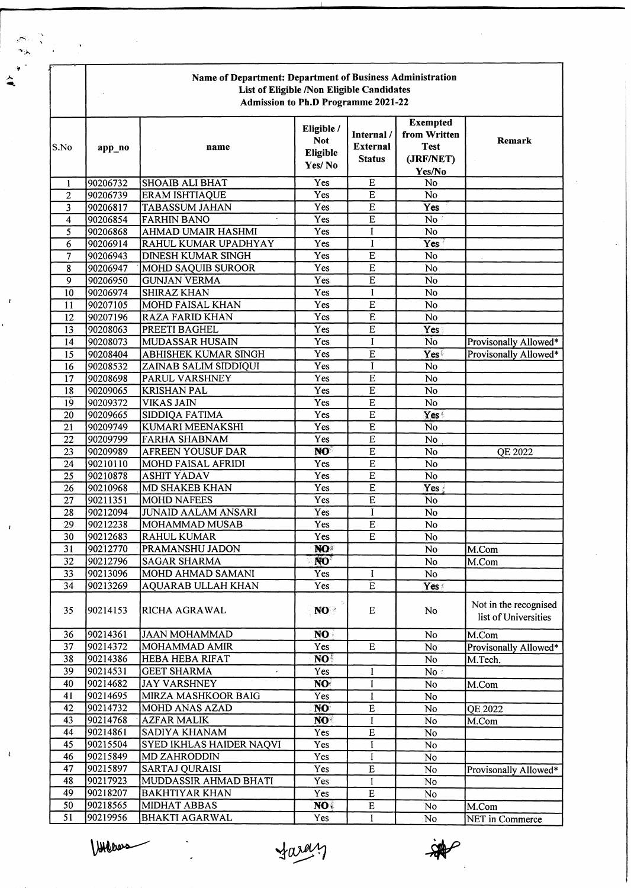**Name of Department: Department of Business Administration**
**List of Eligible /Non Eligible Candidates**
**Admission to Ph.D Programme 2021-22**

| S.No | app_no | name | Eligible / Not Eligible Yes/ No | Internal / External Status | Exempted from Written Test (JRF/NET) Yes/No | Remark |
|---|---|---|---|---|---|---|
| 1 | 90206732 | SHOAIB ALI BHAT | Yes | E | No | |
| 2 | 90206739 | ERAM ISHTIAQUE | Yes | E | No | |
| 3 | 90206817 | TABASSUM JAHAN | Yes | E | Yes | |
| 4 | 90206854 | FARHIN BANO | Yes | E | No | |
| 5 | 90206868 | AHMAD UMAIR HASHMI | Yes | I | No | |
| 6 | 90206914 | RAHUL KUMAR UPADHYAY | Yes | I | Yes | |
| 7 | 90206943 | DINESH KUMAR SINGH | Yes | E | No | |
| 8 | 90206947 | MOHD SAQUIB SUROOR | Yes | E | No | |
| 9 | 90206950 | GUNJAN VERMA | Yes | E | No | |
| 10 | 90206974 | SHIRAZ KHAN | Yes | I | No | |
| 11 | 90207105 | MOHD FAISAL KHAN | Yes | E | No | |
| 12 | 90207196 | RAZA FARID KHAN | Yes | E | No | |
| 13 | 90208063 | PREETI BAGHEL | Yes | E | Yes | |
| 14 | 90208073 | MUDASSAR HUSAIN | Yes | I | No | Provisonally Allowed* |
| 15 | 90208404 | ABHISHEK KUMAR SINGH | Yes | E | Yes | Provisonally Allowed* |
| 16 | 90208532 | ZAINAB SALIM SIDDIQUI | Yes | I | No | |
| 17 | 90208698 | PARUL VARSHNEY | Yes | E | No | |
| 18 | 90209065 | KRISHAN PAL | Yes | E | No | |
| 19 | 90209372 | VIKAS JAIN | Yes | E | No | |
| 20 | 90209665 | SIDDIQA FATIMA | Yes | E | Yes | |
| 21 | 90209749 | KUMARI MEENAKSHI | Yes | E | No | |
| 22 | 90209799 | FARHA SHABNAM | Yes | E | No | |
| 23 | 90209989 | AFREEN YOUSUF DAR | NO | E | No | QE 2022 |
| 24 | 90210110 | MOHD FAISAL AFRIDI | Yes | E | No | |
| 25 | 90210878 | ASHIT YADAV | Yes | E | No | |
| 26 | 90210968 | MD SHAKEB KHAN | Yes | E | Yes | |
| 27 | 90211351 | MOHD NAFEES | Yes | E | No | |
| 28 | 90212094 | JUNAID AALAM ANSARI | Yes | I | No | |
| 29 | 90212238 | MOHAMMAD MUSAB | Yes | E | No | |
| 30 | 90212683 | RAHUL KUMAR | Yes | E | No | |
| 31 | 90212770 | PRAMANSHU JADON | NO | | No | M.Com |
| 32 | 90212796 | SAGAR SHARMA | NO | | No | M.Com |
| 33 | 90213096 | MOHD AHMAD SAMANI | Yes | I | No | |
| 34 | 90213269 | AQUARAB ULLAH KHAN | Yes | E | Yes | |
| 35 | 90214153 | RICHA AGRAWAL | NO | E | No | Not in the recognised list of Universities |
| 36 | 90214361 | JAAN MOHAMMAD | NO | | No | M.Com |
| 37 | 90214372 | MOHAMMAD AMIR | Yes | E | No | Provisonally Allowed* |
| 38 | 90214386 | HEBA HEBA RIFAT | NO | | No | M.Tech. |
| 39 | 90214531 | GEET SHARMA | Yes | I | No | |
| 40 | 90214682 | JAY VARSHNEY | NO | I | No | M.Com |
| 41 | 90214695 | MIRZA MASHKOOR BAIG | Yes | I | No | |
| 42 | 90214732 | MOHD ANAS AZAD | NO | E | No | QE 2022 |
| 43 | 90214768 | AZFAR MALIK | NO | I | No | M.Com |
| 44 | 90214861 | SADIYA KHANAM | Yes | E | No | |
| 45 | 90215504 | SYED IKHLAS HAIDER NAQVI | Yes | I | No | |
| 46 | 90215849 | MD ZAHRODDIN | Yes | I | No | |
| 47 | 90215897 | SARTAJ QURAISI | Yes | E | No | Provisonally Allowed* |
| 48 | 90217923 | MUDDASSIR AHMAD BHATI | Yes | I | No | |
| 49 | 90218207 | BAKHTIYAR KHAN | Yes | E | No | |
| 50 | 90218565 | MIDHAT ABBAS | NO | E | No | M.Com |
| 51 | 90219956 | BHAKTI AGARWAL | Yes | I | No | NET in Commerce |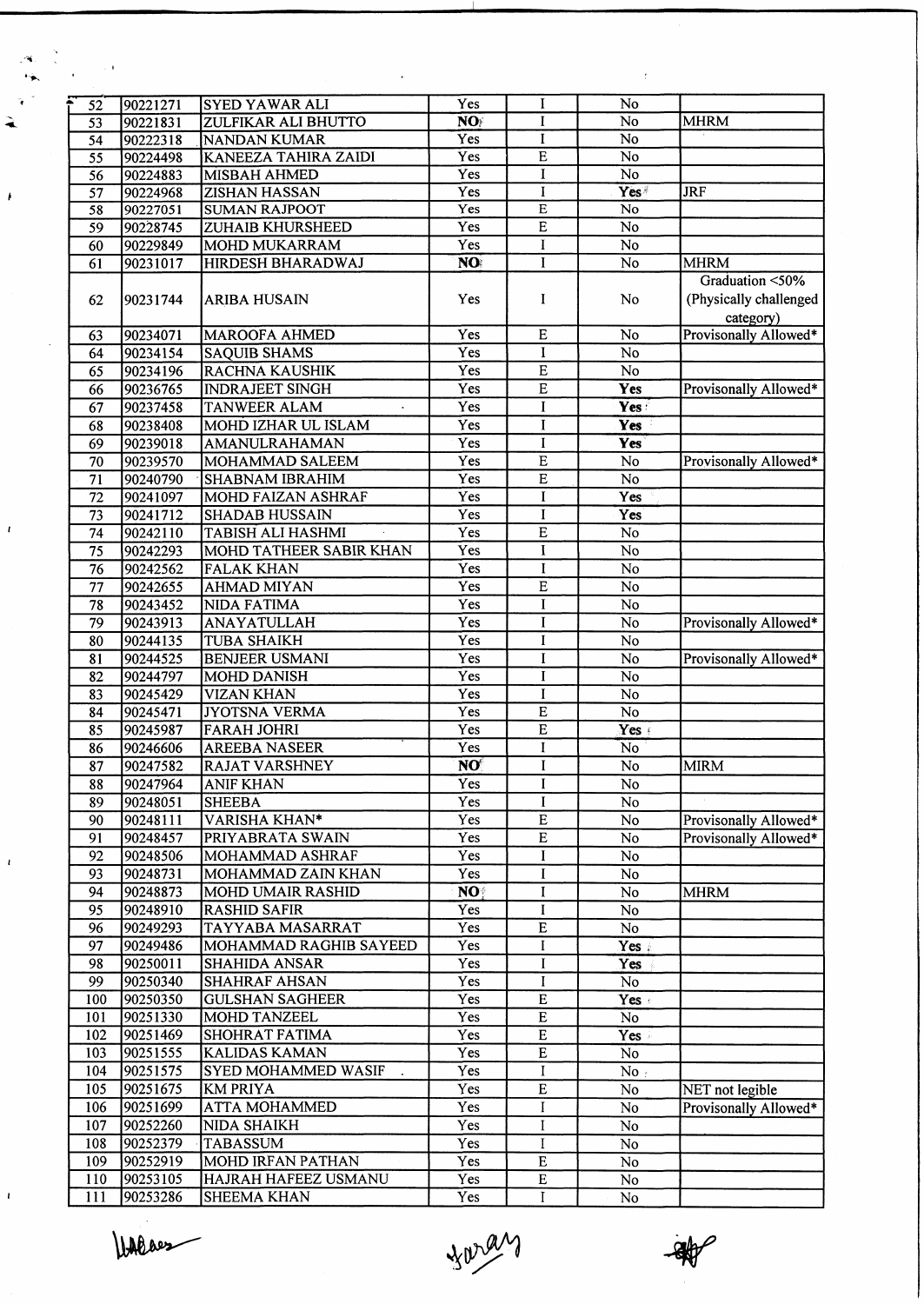| | | | | | | |
|---|---|---|---|---|---|---|
| 52 | 90221271 | SYED YAWAR ALI | Yes | I | No | |
| 53 | 90221831 | ZULFIKAR ALI BHUTTO | NO | I | No | MHRM |
| 54 | 90222318 | NANDAN KUMAR | Yes | I | No | |
| 55 | 90224498 | KANEEZA TAHIRA ZAIDI | Yes | E | No | |
| 56 | 90224883 | MISBAH AHMED | Yes | I | No | |
| 57 | 90224968 | ZISHAN HASSAN | Yes | I | Yes | JRF |
| 58 | 90227051 | SUMAN RAJPOOT | Yes | E | No | |
| 59 | 90228745 | ZUHAIB KHURSHEED | Yes | E | No | |
| 60 | 90229849 | MOHD MUKARRAM | Yes | I | No | |
| 61 | 90231017 | HIRDESH BHARADWAJ | NO | I | No | MHRM |
| 62 | 90231744 | ARIBA HUSAIN | Yes | I | No | Graduation <50% (Physically challenged category) |
| 63 | 90234071 | MAROOFA AHMED | Yes | E | No | Provisonally Allowed* |
| 64 | 90234154 | SAQUIB SHAMS | Yes | I | No | |
| 65 | 90234196 | RACHNA KAUSHIK | Yes | E | No | |
| 66 | 90236765 | INDRAJEET SINGH | Yes | E | Yes | Provisonally Allowed* |
| 67 | 90237458 | TANWEER ALAM | Yes | I | Yes | |
| 68 | 90238408 | MOHD IZHAR UL ISLAM | Yes | I | Yes | |
| 69 | 90239018 | AMANULRAHAMAN | Yes | I | Yes | |
| 70 | 90239570 | MOHAMMAD SALEEM | Yes | E | No | Provisonally Allowed* |
| 71 | 90240790 | SHABNAM IBRAHIM | Yes | E | No | |
| 72 | 90241097 | MOHD FAIZAN ASHRAF | Yes | I | Yes | |
| 73 | 90241712 | SHADAB HUSSAIN | Yes | I | Yes | |
| 74 | 90242110 | TABISH ALI HASHMI | Yes | E | No | |
| 75 | 90242293 | MOHD TATHEER SABIR KHAN | Yes | I | No | |
| 76 | 90242562 | FALAK KHAN | Yes | I | No | |
| 77 | 90242655 | AHMAD MIYAN | Yes | E | No | |
| 78 | 90243452 | NIDA FATIMA | Yes | I | No | |
| 79 | 90243913 | ANAYATULLAH | Yes | I | No | Provisonally Allowed* |
| 80 | 90244135 | TUBA SHAIKH | Yes | I | No | |
| 81 | 90244525 | BENJEER USMANI | Yes | I | No | Provisonally Allowed* |
| 82 | 90244797 | MOHD DANISH | Yes | I | No | |
| 83 | 90245429 | VIZAN KHAN | Yes | I | No | |
| 84 | 90245471 | JYOTSNA VERMA | Yes | E | No | |
| 85 | 90245987 | FARAH JOHRI | Yes | E | Yes | |
| 86 | 90246606 | AREEBA NASEER | Yes | I | No | |
| 87 | 90247582 | RAJAT VARSHNEY | NO | I | No | MIRM |
| 88 | 90247964 | ANIF KHAN | Yes | I | No | |
| 89 | 90248051 | SHEEBA | Yes | I | No | |
| 90 | 90248111 | VARISHA KHAN* | Yes | E | No | Provisonally Allowed* |
| 91 | 90248457 | PRIYABRATA SWAIN | Yes | E | No | Provisonally Allowed* |
| 92 | 90248506 | MOHAMMAD ASHRAF | Yes | I | No | |
| 93 | 90248731 | MOHAMMAD ZAIN KHAN | Yes | I | No | |
| 94 | 90248873 | MOHD UMAIR RASHID | NO | I | No | MHRM |
| 95 | 90248910 | RASHID SAFIR | Yes | I | No | |
| 96 | 90249293 | TAYYABA MASARRAT | Yes | E | No | |
| 97 | 90249486 | MOHAMMAD RAGHIB SAYEED | Yes | I | Yes | |
| 98 | 90250011 | SHAHIDA ANSAR | Yes | I | Yes | |
| 99 | 90250340 | SHAHRAF AHSAN | Yes | I | No | |
| 100 | 90250350 | GULSHAN SAGHEER | Yes | E | Yes | |
| 101 | 90251330 | MOHD TANZEEL | Yes | E | No | |
| 102 | 90251469 | SHOHRAT FATIMA | Yes | E | Yes | |
| 103 | 90251555 | KALIDAS KAMAN | Yes | E | No | |
| 104 | 90251575 | SYED MOHAMMED WASIF | Yes | I | No | |
| 105 | 90251675 | KM PRIYA | Yes | E | No | NET not legible |
| 106 | 90251699 | ATTA MOHAMMED | Yes | I | No | Provisonally Allowed* |
| 107 | 90252260 | NIDA SHAIKH | Yes | I | No | |
| 108 | 90252379 | TABASSUM | Yes | I | No | |
| 109 | 90252919 | MOHD IRFAN PATHAN | Yes | E | No | |
| 110 | 90253105 | HAJRAH HAFEEZ USMANU | Yes | E | No | |
| 111 | 90253286 | SHEEMA KHAN | Yes | I | No | |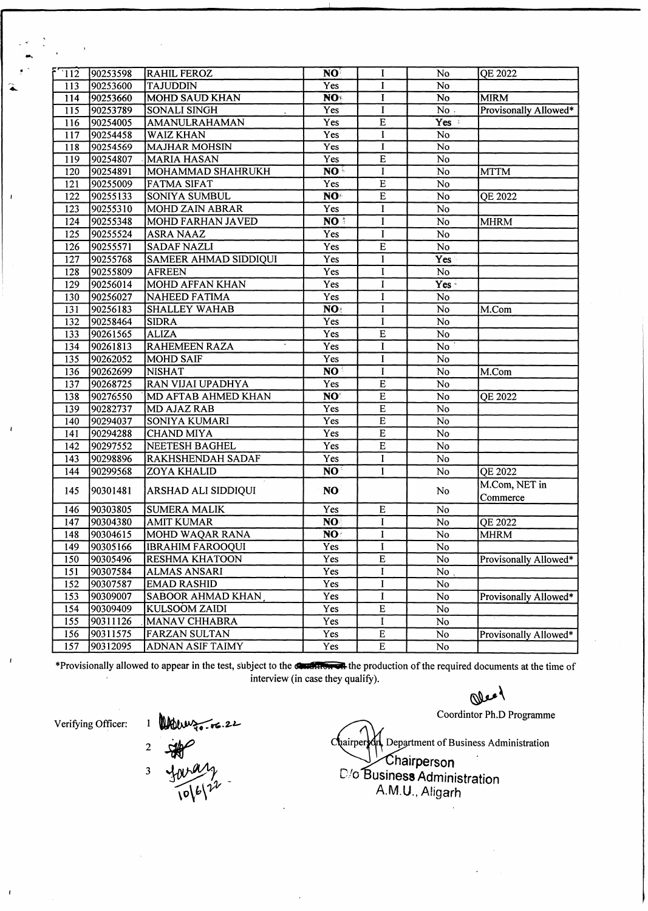| 112 | 90253598 | RAHIL FEROZ | **NO** | I | No | QE 2022 |
|---|---|---|---|---|---|---|
| 113 | 90253600 | TAJUDDIN | Yes | I | No | |
| 114 | 90253660 | MOHD SAUD KHAN | **NO** | I | No | MIRM |
| 115 | 90253789 | SONALI SINGH | Yes | I | No | Provisonally Allowed* |
| 116 | 90254005 | AMANULRAHAMAN | Yes | E | **Yes** | |
| 117 | 90254458 | WAIZ KHAN | Yes | I | No | |
| 118 | 90254569 | MAJHAR MOHSIN | Yes | I | No | |
| 119 | 90254807 | MARIA HASAN | Yes | E | No | |
| 120 | 90254891 | MOHAMMAD SHAHRUKH | **NO** | I | No | MTTM |
| 121 | 90255009 | FATMA SIFAT | Yes | E | No | |
| 122 | 90255133 | SONIYA SUMBUL | **NO** | E | No | QE 2022 |
| 123 | 90255310 | MOHD ZAIN ABRAR | Yes | I | No | |
| 124 | 90255348 | MOHD FARHAN JAVED | **NO** | I | No | MHRM |
| 125 | 90255524 | ASRA NAAZ | Yes | I | No | |
| 126 | 90255571 | SADAF NAZLI | Yes | E | No | |
| 127 | 90255768 | SAMEER AHMAD SIDDIQUI | Yes | I | **Yes** | |
| 128 | 90255809 | AFREEN | Yes | I | No | |
| 129 | 90256014 | MOHD AFFAN KHAN | Yes | I | **Yes** | |
| 130 | 90256027 | NAHEED FATIMA | Yes | I | No | |
| 131 | 90256183 | SHALLEY WAHAB | **NO** | I | No | M.Com |
| 132 | 90258464 | SIDRA | Yes | I | No | |
| 133 | 90261565 | ALIZA | Yes | E | No | |
| 134 | 90261813 | RAHEMEEN RAZA | Yes | I | No | |
| 135 | 90262052 | MOHD SAIF | Yes | I | No | |
| 136 | 90262699 | NISHAT | **NO** | I | No | M.Com |
| 137 | 90268725 | RAN VIJAI UPADHYA | Yes | E | No | |
| 138 | 90276550 | MD AFTAB AHMED KHAN | **NO** | E | No | QE 2022 |
| 139 | 90282737 | MD AJAZ RAB | Yes | E | No | |
| 140 | 90294037 | SONIYA KUMARI | Yes | E | No | |
| 141 | 90294288 | CHAND MIYA | Yes | E | No | |
| 142 | 90297552 | NEETESH BAGHEL | Yes | E | No | |
| 143 | 90298896 | RAKHSHENDAH SADAF | Yes | I | No | |
| 144 | 90299568 | ZOYA KHALID | **NO** | I | No | QE 2022 |
| 145 | 90301481 | ARSHAD ALI SIDDIQUI | **NO** | | No | M.Com, NET in Commerce |
| 146 | 90303805 | SUMERA MALIK | Yes | E | No | |
| 147 | 90304380 | AMIT KUMAR | **NO** | I | No | QE 2022 |
| 148 | 90304615 | MOHD WAQAR RANA | **NO** | I | No | MHRM |
| 149 | 90305166 | IBRAHIM FAROOQUI | Yes | I | No | |
| 150 | 90305496 | RESHMA KHATOON | Yes | E | No | Provisonally Allowed* |
| 151 | 90307584 | ALMAS ANSARI | Yes | I | No | |
| 152 | 90307587 | EMAD RASHID | Yes | I | No | |
| 153 | 90309007 | SABOOR AHMAD KHAN | Yes | I | No | Provisonally Allowed* |
| 154 | 90309409 | KULSOOM ZAIDI | Yes | E | No | |
| 155 | 90311126 | MANAV CHHABRA | Yes | I | No | |
| 156 | 90311575 | FARZAN SULTAN | Yes | E | No | Provisonally Allowed* |
| 157 | 90312095 | ADNAN ASIF TAIMY | Yes | E | No | |

*Provisionally allowed to appear in the test, subject to the the production of the required documents at the time of interview (in case they qualify).

Verifying Officer: 1 10.06.22
2
3 10/6/22

Coordintor Ph.D Programme

Chairperson, Department of Business Administration

Chairperson
D/o Business Administration
A.M.U., Aligarh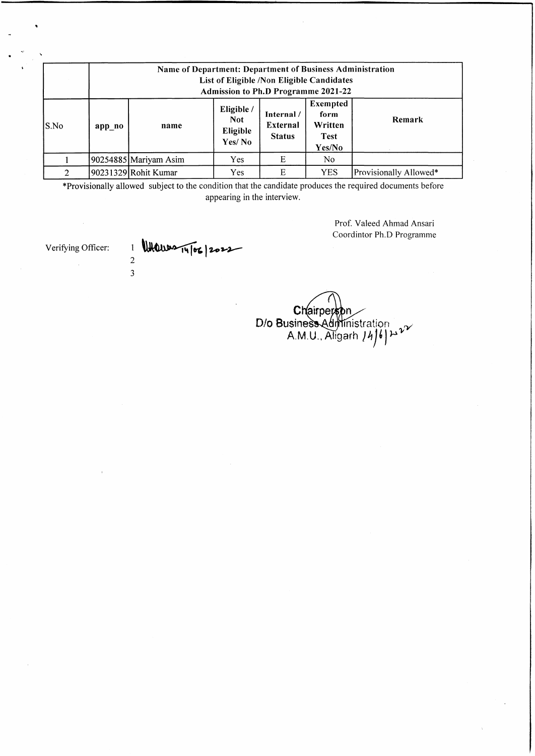| | Name of Department: Department of Business Administration<br>List of Eligible /Non Eligible Candidates<br>Admission to Ph.D Programme 2021-22 | | | | | |
|---|---|---|---|---|---|---|
| S.No | app_no | name | Eligible / Not Eligible Yes/ No | Internal / External Status | Exempted form Written Test Yes/No | Remark |
| 1 | 90254885 | Mariyam Asim | Yes | E | No | |
| 2 | 90231329 | Rohit Kumar | Yes | E | YES | Provisionally Allowed* |

*Provisionally allowed subject to the condition that the candidate produces the required documents before appearing in the interview.

Prof. Valeed Ahmad Ansari
Coordintor Ph.D Programme

Verifying Officer:
1 14/06/2022
2
3

Chairperson
D/o Business Administration
A.M.U., Aligarh 14/6/22